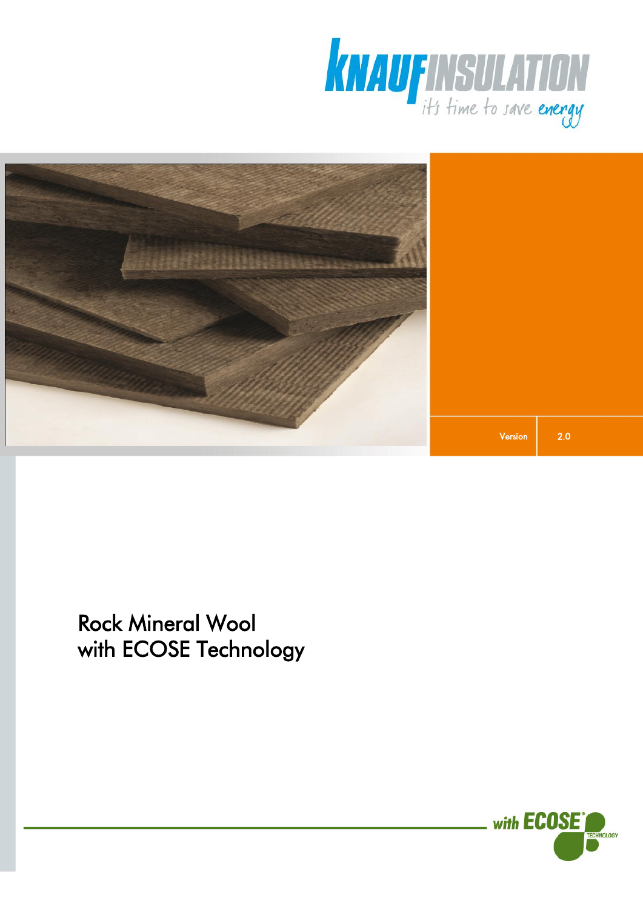KNAUF INSULATION

it's time to save energy

| Version | 2.0 |
| --- | --- |

# Rock Mineral Wool with ECOSE Technology

with ECOSE® TECHNOLOGY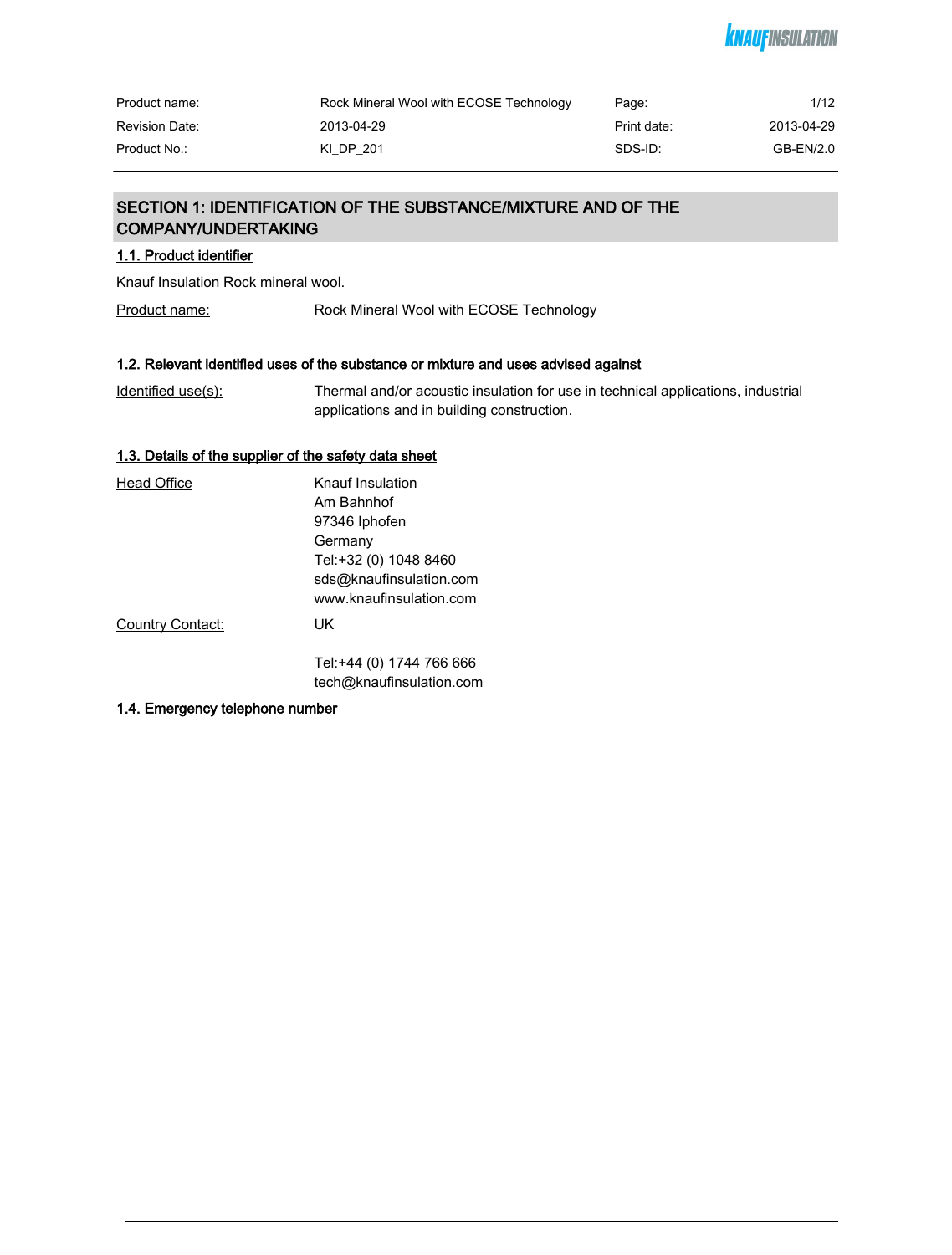## SECTION 1: IDENTIFICATION OF THE SUBSTANCE/MIXTURE AND OF THE COMPANY/UNDERTAKING

### 1.1. Product identifier

Knauf Insulation Rock mineral wool.

Product name: Rock Mineral Wool with ECOSE Technology

### 1.2. Relevant identified uses of the substance or mixture and uses advised against

Identified use(s): Thermal and/or acoustic insulation for use in technical applications, industrial applications and in building construction.

### 1.3. Details of the supplier of the safety data sheet

Head Office
Knauf Insulation
Am Bahnhof
97346 Iphofen
Germany
Tel:+32 (0) 1048 8460
sds@knaufinsulation.com
www.knaufinsulation.com

Country Contact: UK

Tel:+44 (0) 1744 766 666
tech@knaufinsulation.com

### 1.4. Emergency telephone number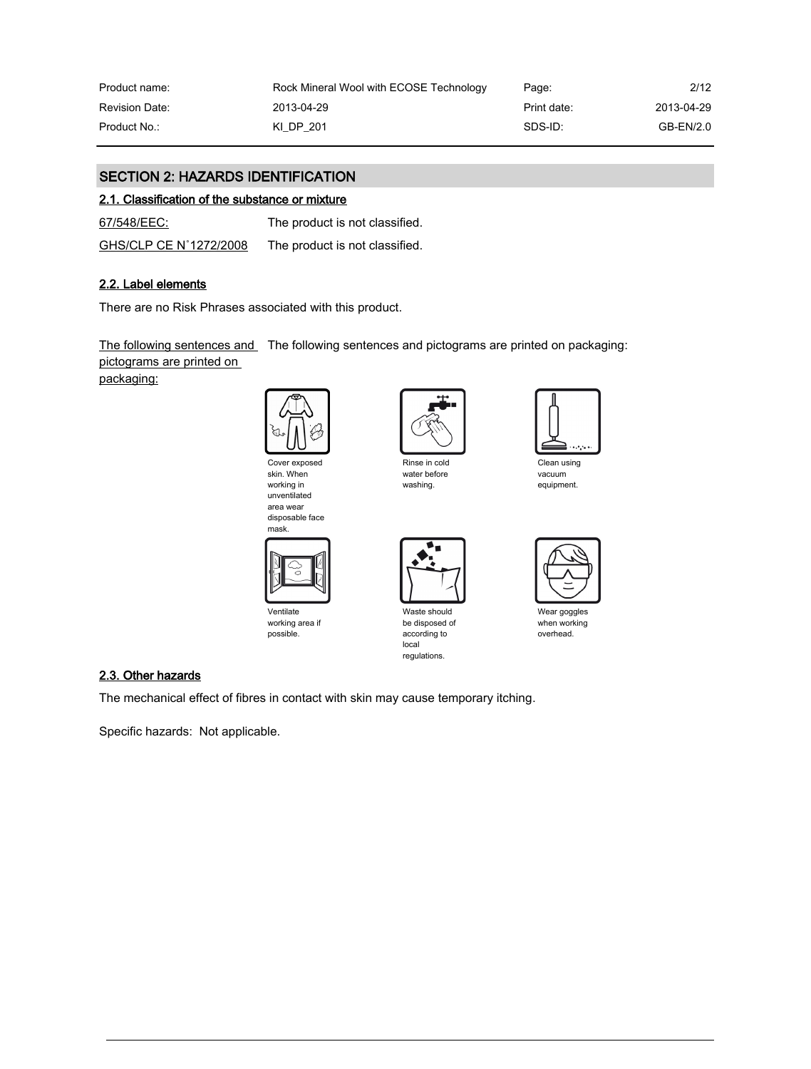## SECTION 2: HAZARDS IDENTIFICATION

### 2.1. Classification of the substance or mixture

| | |
|---|---|
| 67/548/EEC: | The product is not classified. |
| GHS/CLP CE N°1272/2008 | The product is not classified. |

### 2.2. Label elements

There are no Risk Phrases associated with this product.

The following sentences and pictograms are printed on packaging: The following sentences and pictograms are printed on packaging:

Cover exposed skin. When working in unventilated area wear disposable face mask.

Rinse in cold water before washing.

Clean using vacuum equipment.

Ventilate working area if possible.

Waste should be disposed of according to local regulations.

Wear goggles when working overhead.

### 2.3. Other hazards

The mechanical effect of fibres in contact with skin may cause temporary itching.

Specific hazards: Not applicable.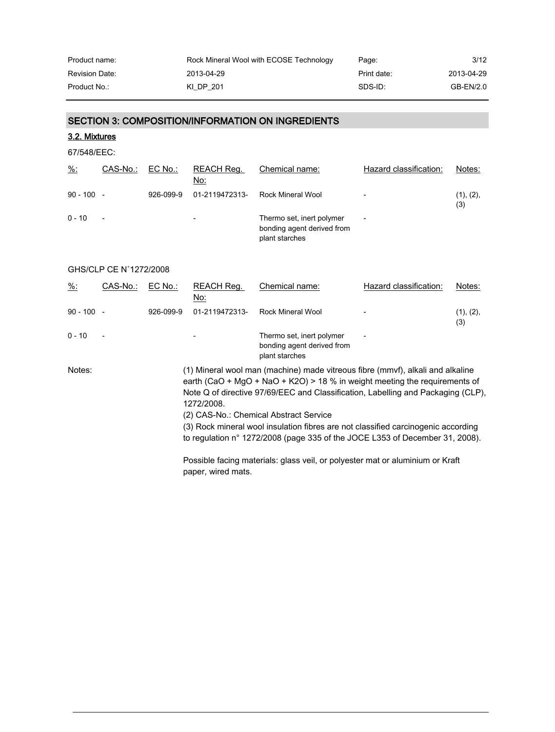## SECTION 3: COMPOSITION/INFORMATION ON INGREDIENTS

### 3.2. Mixtures

67/548/EEC:

| %: | CAS-No.: | EC No.: | REACH Reg. No: | Chemical name: | Hazard classification: | Notes: |
|---|---|---|---|---|---|---|
| 90 - 100 | - | 926-099-9 | 01-2119472313- | Rock Mineral Wool | - | (1), (2), (3) |
| 0 - 10 | - | | - | Thermo set, inert polymer bonding agent derived from plant starches | - | |

GHS/CLP CE N˚1272/2008

| %: | CAS-No.: | EC No.: | REACH Reg. No: | Chemical name: | Hazard classification: | Notes: |
|---|---|---|---|---|---|---|
| 90 - 100 | - | 926-099-9 | 01-2119472313- | Rock Mineral Wool | - | (1), (2), (3) |
| 0 - 10 | - | | - | Thermo set, inert polymer bonding agent derived from plant starches | - | |

Notes:

(1) Mineral wool man (machine) made vitreous fibre (mmvf), alkali and alkaline earth ($CaO + MgO + NaO + K2O$) > 18 % in weight meeting the requirements of Note Q of directive 97/69/EEC and Classification, Labelling and Packaging (CLP), 1272/2008.

(2) CAS-No.: Chemical Abstract Service

(3) Rock mineral wool insulation fibres are not classified carcinogenic according to regulation n° 1272/2008 (page 335 of the JOCE L353 of December 31, 2008).

Possible facing materials: glass veil, or polyester mat or aluminium or Kraft paper, wired mats.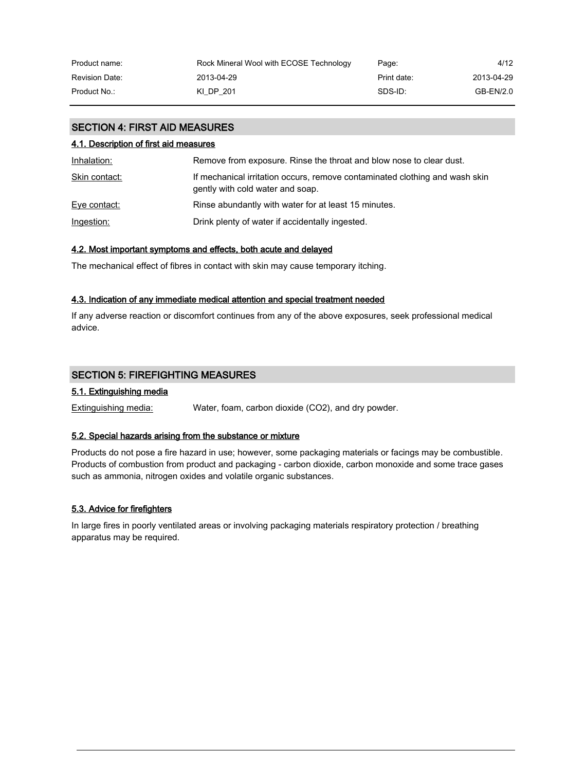## SECTION 4: FIRST AID MEASURES

### 4.1. Description of first aid measures

| | |
|---|---|
| Inhalation: | Remove from exposure. Rinse the throat and blow nose to clear dust. |
| Skin contact: | If mechanical irritation occurs, remove contaminated clothing and wash skin gently with cold water and soap. |
| Eye contact: | Rinse abundantly with water for at least 15 minutes. |
| Ingestion: | Drink plenty of water if accidentally ingested. |

### 4.2. Most important symptoms and effects, both acute and delayed

The mechanical effect of fibres in contact with skin may cause temporary itching.

### 4.3. Indication of any immediate medical attention and special treatment needed

If any adverse reaction or discomfort continues from any of the above exposures, seek professional medical advice.

## SECTION 5: FIREFIGHTING MEASURES

### 5.1. Extinguishing media

Extinguishing media: Water, foam, carbon dioxide ($CO_2$), and dry powder.

### 5.2. Special hazards arising from the substance or mixture

Products do not pose a fire hazard in use; however, some packaging materials or facings may be combustible. Products of combustion from product and packaging - carbon dioxide, carbon monoxide and some trace gases such as ammonia, nitrogen oxides and volatile organic substances.

### 5.3. Advice for firefighters

In large fires in poorly ventilated areas or involving packaging materials respiratory protection / breathing apparatus may be required.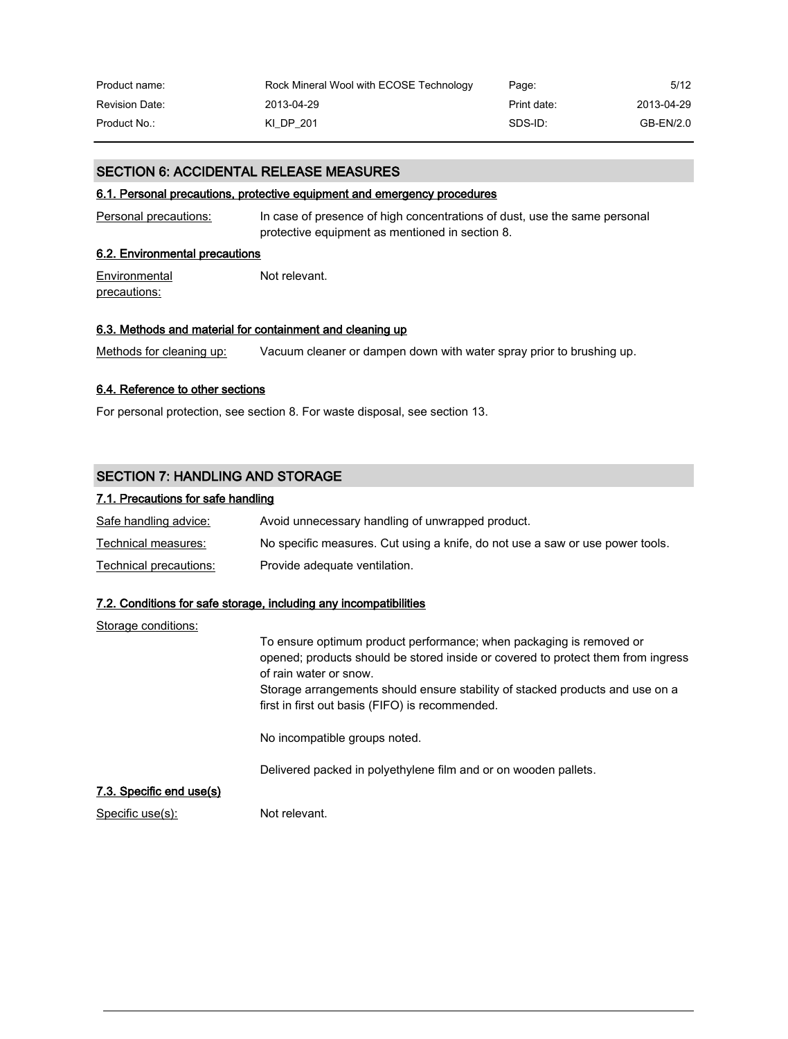## SECTION 6: ACCIDENTAL RELEASE MEASURES

### 6.1. Personal precautions, protective equipment and emergency procedures

Personal precautions: In case of presence of high concentrations of dust, use the same personal protective equipment as mentioned in section 8.

### 6.2. Environmental precautions

Environmental precautions: Not relevant.

### 6.3. Methods and material for containment and cleaning up

Methods for cleaning up: Vacuum cleaner or dampen down with water spray prior to brushing up.

### 6.4. Reference to other sections

For personal protection, see section 8. For waste disposal, see section 13.

## SECTION 7: HANDLING AND STORAGE

### 7.1. Precautions for safe handling

Safe handling advice: Avoid unnecessary handling of unwrapped product.

Technical measures: No specific measures. Cut using a knife, do not use a saw or use power tools.

Technical precautions: Provide adequate ventilation.

### 7.2. Conditions for safe storage, including any incompatibilities

Storage conditions:

To ensure optimum product performance; when packaging is removed or opened; products should be stored inside or covered to protect them from ingress of rain water or snow.
Storage arrangements should ensure stability of stacked products and use on a first in first out basis (FIFO) is recommended.

No incompatible groups noted.

Delivered packed in polyethylene film and or on wooden pallets.

### 7.3. Specific end use(s)

Specific use(s): Not relevant.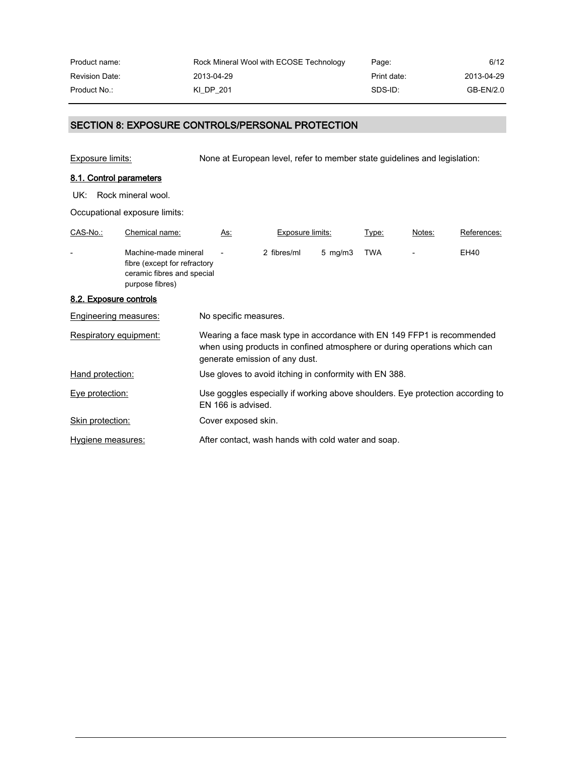## SECTION 8: EXPOSURE CONTROLS/PERSONAL PROTECTION

Exposure limits: None at European level, refer to member state guidelines and legislation:

### 8.1. Control parameters

UK: Rock mineral wool.

Occupational exposure limits:

| CAS-No.: | Chemical name: | As: | Exposure limits: | | Type: | Notes: | References: |
|---|---|---|---|---|---|---|---|
| - | Machine-made mineral fibre (except for refractory ceramic fibres and special purpose fibres) | - | 2 fibres/ml | 5 mg/m3 | TWA | - | EH40 |

### 8.2. Exposure controls

Engineering measures: No specific measures.

Respiratory equipment: Wearing a face mask type in accordance with EN 149 FFP1 is recommended when using products in confined atmosphere or during operations which can generate emission of any dust.

Hand protection: Use gloves to avoid itching in conformity with EN 388.

Eye protection: Use goggles especially if working above shoulders. Eye protection according to EN 166 is advised.

Skin protection: Cover exposed skin.

Hygiene measures: After contact, wash hands with cold water and soap.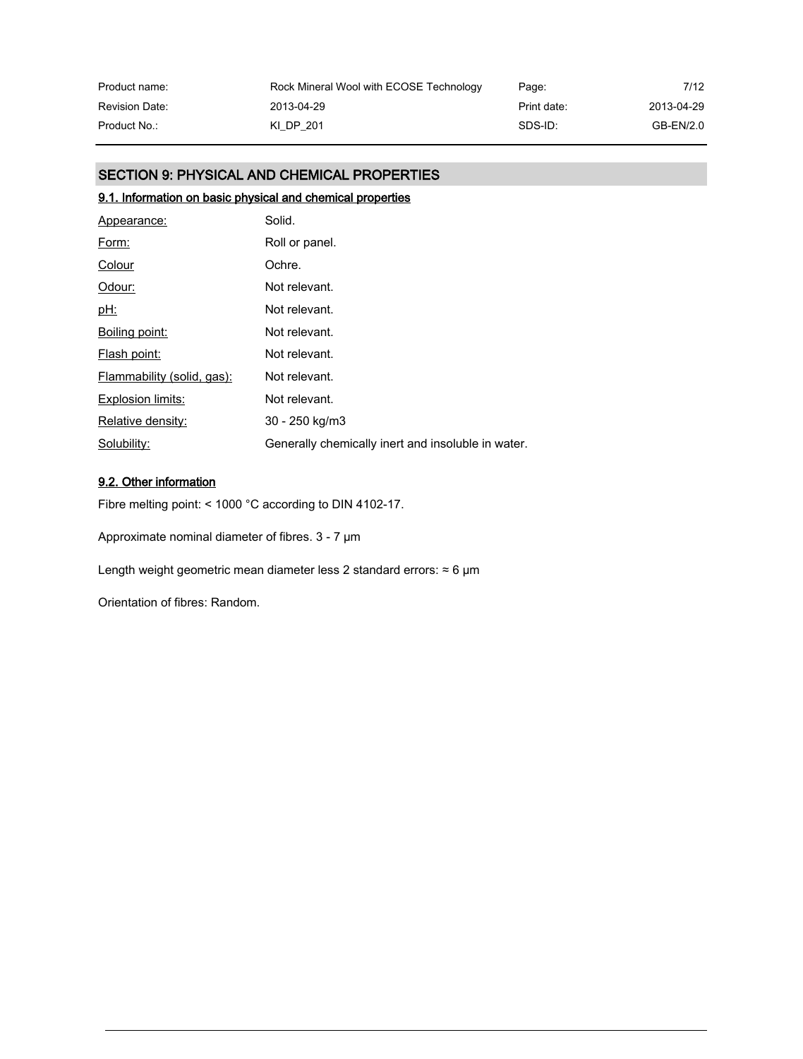## SECTION 9: PHYSICAL AND CHEMICAL PROPERTIES

### 9.1. Information on basic physical and chemical properties

| | |
|---|---|
| Appearance: | Solid. |
| Form: | Roll or panel. |
| Colour | Ochre. |
| Odour: | Not relevant. |
| pH: | Not relevant. |
| Boiling point: | Not relevant. |
| Flash point: | Not relevant. |
| Flammability (solid, gas): | Not relevant. |
| Explosion limits: | Not relevant. |
| Relative density: | 30 - 250 kg/m3 |
| Solubility: | Generally chemically inert and insoluble in water. |

### 9.2. Other information

Fibre melting point: < 1000 °C according to DIN 4102-17.

Approximate nominal diameter of fibres. 3 - 7 µm

Length weight geometric mean diameter less 2 standard errors: ≈ 6 µm

Orientation of fibres: Random.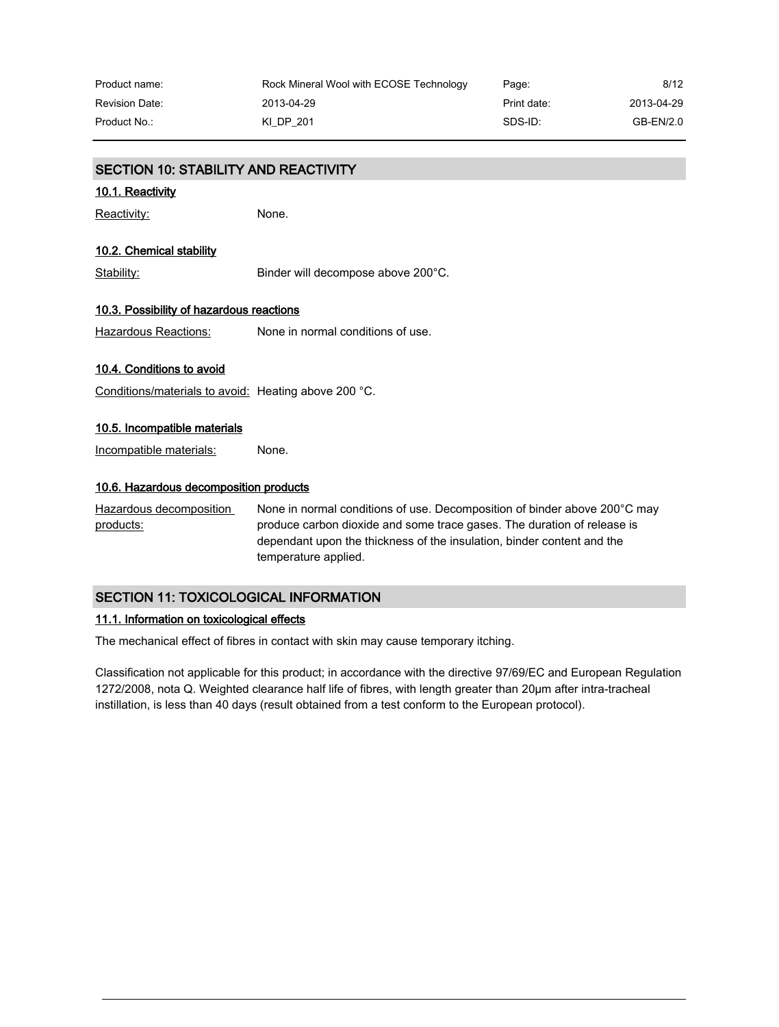## SECTION 10: STABILITY AND REACTIVITY

### 10.1. Reactivity

Reactivity: None.

### 10.2. Chemical stability

Stability: Binder will decompose above 200°C.

### 10.3. Possibility of hazardous reactions

Hazardous Reactions: None in normal conditions of use.

### 10.4. Conditions to avoid

Conditions/materials to avoid: Heating above 200 °C.

### 10.5. Incompatible materials

Incompatible materials: None.

### 10.6. Hazardous decomposition products

Hazardous decomposition products: None in normal conditions of use. Decomposition of binder above 200°C may produce carbon dioxide and some trace gases. The duration of release is dependant upon the thickness of the insulation, binder content and the temperature applied.

## SECTION 11: TOXICOLOGICAL INFORMATION

### 11.1. Information on toxicological effects

The mechanical effect of fibres in contact with skin may cause temporary itching.

Classification not applicable for this product; in accordance with the directive 97/69/EC and European Regulation 1272/2008, nota Q. Weighted clearance half life of fibres, with length greater than 20µm after intra-tracheal instillation, is less than 40 days (result obtained from a test conform to the European protocol).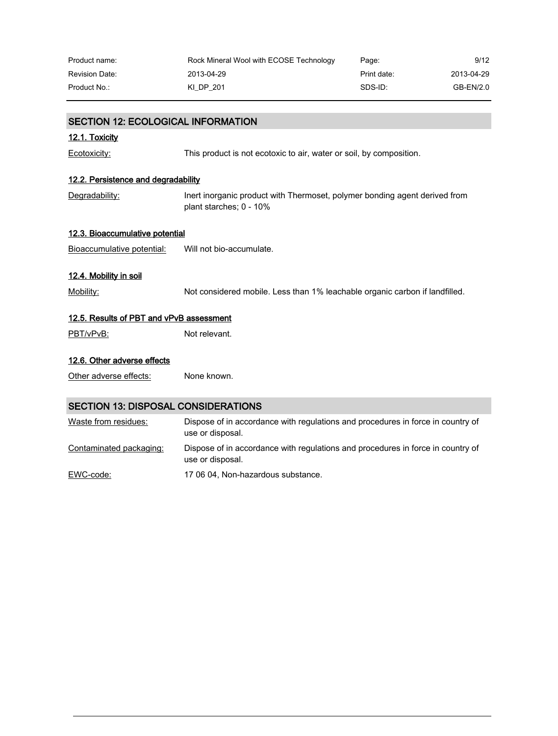## SECTION 12: ECOLOGICAL INFORMATION

### 12.1. Toxicity

| | |
|---|---|
| Ecotoxicity: | This product is not ecotoxic to air, water or soil, by composition. |

### 12.2. Persistence and degradability

| | |
|---|---|
| Degradability: | Inert inorganic product with Thermoset, polymer bonding agent derived from plant starches; 0 - 10% |

### 12.3. Bioaccumulative potential

| | |
|---|---|
| Bioaccumulative potential: | Will not bio-accumulate. |

### 12.4. Mobility in soil

| | |
|---|---|
| Mobility: | Not considered mobile. Less than 1% leachable organic carbon if landfilled. |

### 12.5. Results of PBT and vPvB assessment

| | |
|---|---|
| PBT/vPvB: | Not relevant. |

### 12.6. Other adverse effects

| | |
|---|---|
| Other adverse effects: | None known. |

## SECTION 13: DISPOSAL CONSIDERATIONS

| | |
|---|---|
| Waste from residues: | Dispose of in accordance with regulations and procedures in force in country of use or disposal. |
| Contaminated packaging: | Dispose of in accordance with regulations and procedures in force in country of use or disposal. |
| EWC-code: | 17 06 04, Non-hazardous substance. |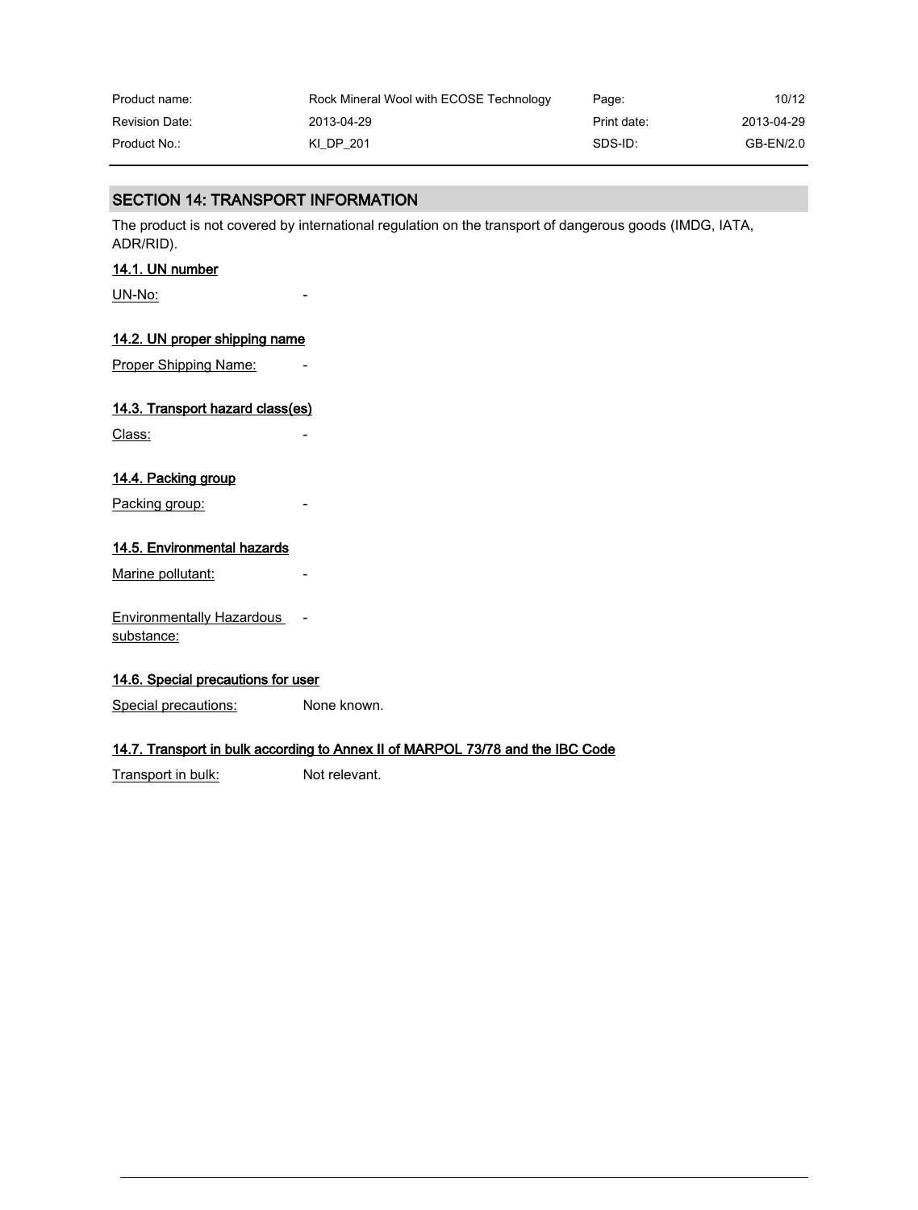## SECTION 14: TRANSPORT INFORMATION

The product is not covered by international regulation on the transport of dangerous goods (IMDG, IATA, ADR/RID).

### 14.1. UN number

UN-No: -

### 14.2. UN proper shipping name

Proper Shipping Name: -

### 14.3. Transport hazard class(es)

Class: -

### 14.4. Packing group

Packing group: -

### 14.5. Environmental hazards

Marine pollutant: -

Environmentally Hazardous substance: -

### 14.6. Special precautions for user

Special precautions: None known.

### 14.7. Transport in bulk according to Annex II of MARPOL 73/78 and the IBC Code

Transport in bulk: Not relevant.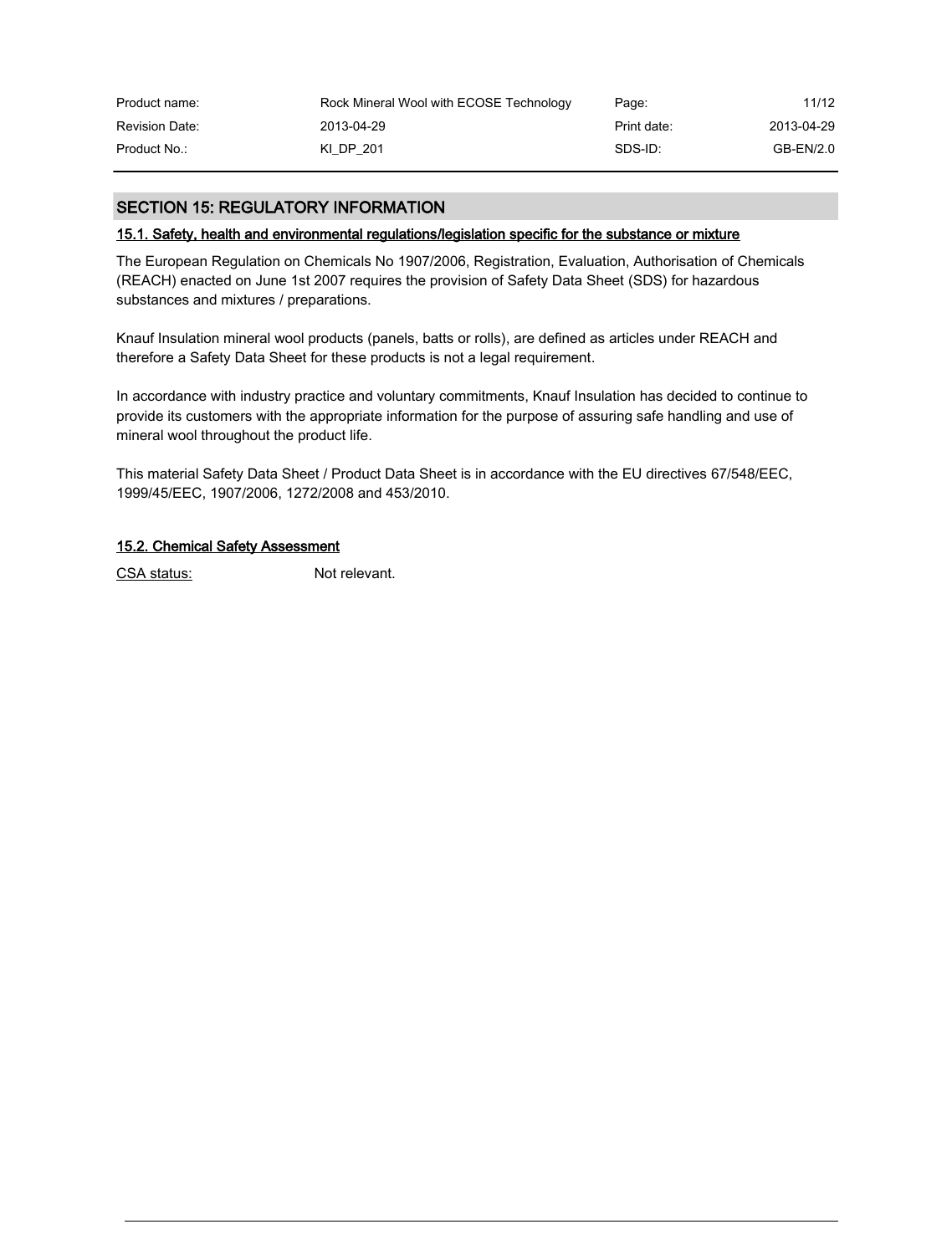## SECTION 15: REGULATORY INFORMATION

### 15.1. Safety, health and environmental regulations/legislation specific for the substance or mixture

The European Regulation on Chemicals No 1907/2006, Registration, Evaluation, Authorisation of Chemicals (REACH) enacted on June 1st 2007 requires the provision of Safety Data Sheet (SDS) for hazardous substances and mixtures / preparations.

Knauf Insulation mineral wool products (panels, batts or rolls), are defined as articles under REACH and therefore a Safety Data Sheet for these products is not a legal requirement.

In accordance with industry practice and voluntary commitments, Knauf Insulation has decided to continue to provide its customers with the appropriate information for the purpose of assuring safe handling and use of mineral wool throughout the product life.

This material Safety Data Sheet / Product Data Sheet is in accordance with the EU directives 67/548/EEC, 1999/45/EEC, 1907/2006, 1272/2008 and 453/2010.

### 15.2. Chemical Safety Assessment

CSA status: Not relevant.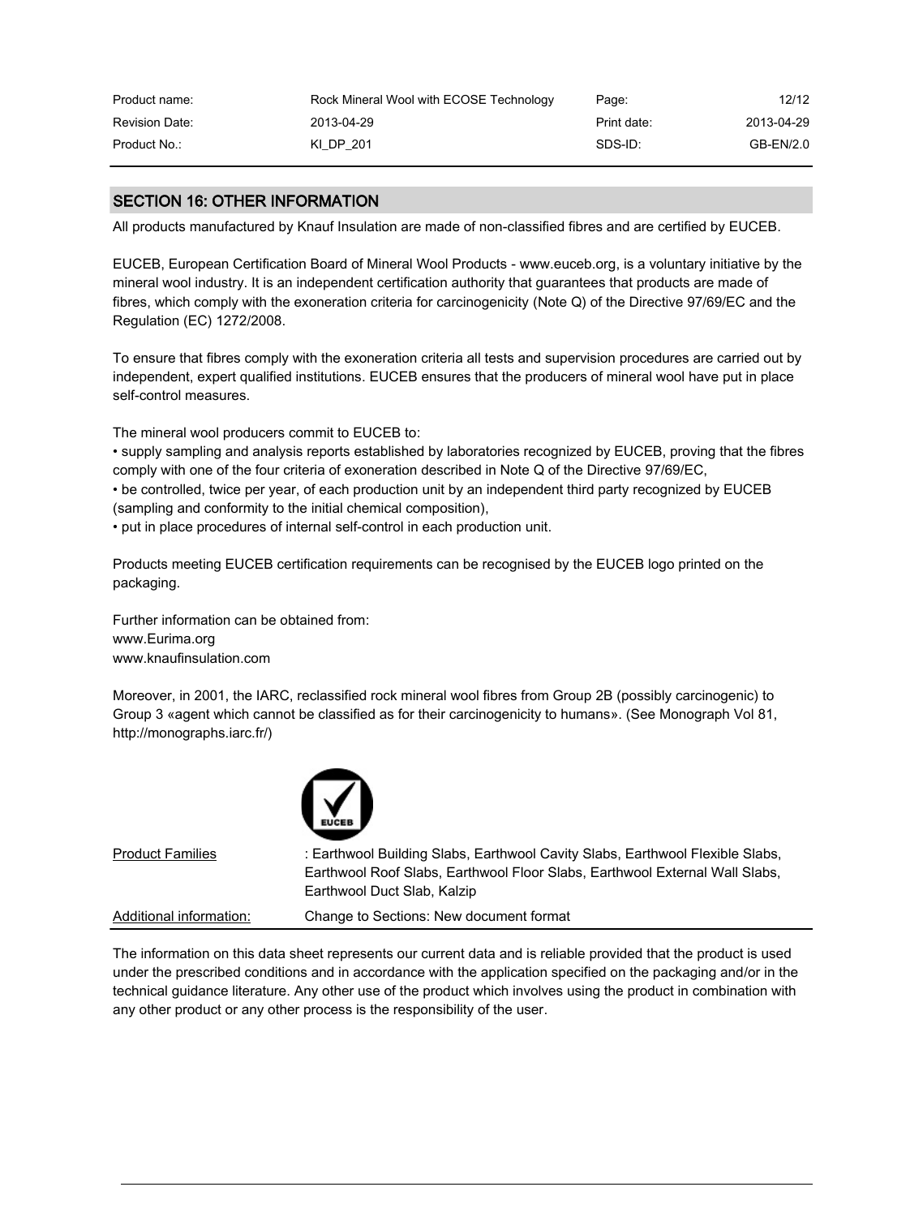## SECTION 16: OTHER INFORMATION

All products manufactured by Knauf Insulation are made of non-classified fibres and are certified by EUCEB.

EUCEB, European Certification Board of Mineral Wool Products - www.euceb.org, is a voluntary initiative by the mineral wool industry. It is an independent certification authority that guarantees that products are made of fibres, which comply with the exoneration criteria for carcinogenicity (Note Q) of the Directive 97/69/EC and the Regulation (EC) 1272/2008.

To ensure that fibres comply with the exoneration criteria all tests and supervision procedures are carried out by independent, expert qualified institutions. EUCEB ensures that the producers of mineral wool have put in place self-control measures.

The mineral wool producers commit to EUCEB to:

- supply sampling and analysis reports established by laboratories recognized by EUCEB, proving that the fibres comply with one of the four criteria of exoneration described in Note Q of the Directive 97/69/EC,
- be controlled, twice per year, of each production unit by an independent third party recognized by EUCEB (sampling and conformity to the initial chemical composition),
- put in place procedures of internal self-control in each production unit.

Products meeting EUCEB certification requirements can be recognised by the EUCEB logo printed on the packaging.

Further information can be obtained from:
www.Eurima.org
www.knaufinsulation.com

Moreover, in 2001, the IARC, reclassified rock mineral wool fibres from Group 2B (possibly carcinogenic) to Group 3 «agent which cannot be classified as for their carcinogenicity to humans». (See Monograph Vol 81, http://monographs.iarc.fr/)

EUCEB

| | |
|---|---|
| Product Families | : Earthwool Building Slabs, Earthwool Cavity Slabs, Earthwool Flexible Slabs, Earthwool Roof Slabs, Earthwool Floor Slabs, Earthwool External Wall Slabs, Earthwool Duct Slab, Kalzip |
| Additional information: | Change to Sections: New document format |

The information on this data sheet represents our current data and is reliable provided that the product is used under the prescribed conditions and in accordance with the application specified on the packaging and/or in the technical guidance literature. Any other use of the product which involves using the product in combination with any other product or any other process is the responsibility of the user.